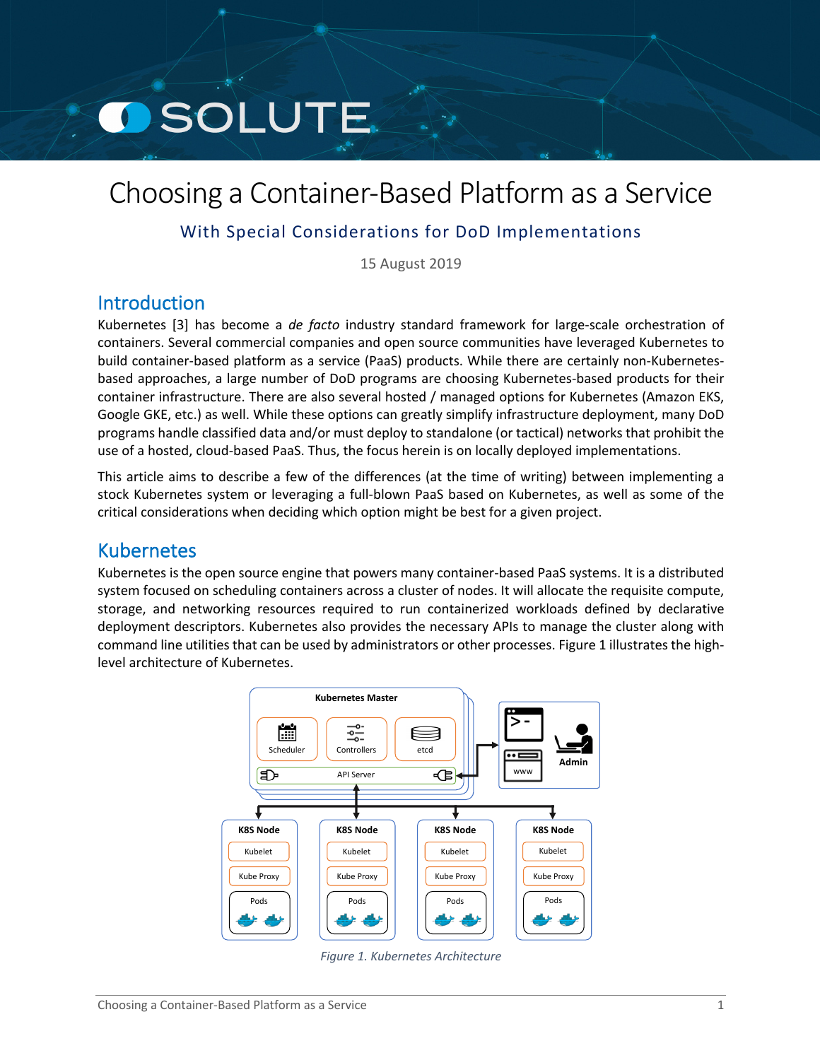# Choosing a Container-Based Platform as a Service

## With Special Considerations for DoD Implementations

15 August 2019

## Introduction

Kubernetes [3] has become a *de facto* industry standard framework for large-scale orchestration of containers. Several commercial companies and open source communities have leveraged Kubernetes to build container-based platform as a service (PaaS) products. While there are certainly non-Kubernetes-based approaches, a large number of DoD programs are choosing Kubernetes-based products for their container infrastructure. There are also several hosted / managed options for Kubernetes (Amazon EKS, Google GKE, etc.) as well. While these options can greatly simplify infrastructure deployment, many DoD programs handle classified data and/or must deploy to standalone (or tactical) networks that prohibit the use of a hosted, cloud-based PaaS. Thus, the focus herein is on locally deployed implementations.

This article aims to describe a few of the differences (at the time of writing) between implementing a stock Kubernetes system or leveraging a full-blown PaaS based on Kubernetes, as well as some of the critical considerations when deciding which option might be best for a given project.

## Kubernetes

Kubernetes is the open source engine that powers many container-based PaaS systems. It is a distributed system focused on scheduling containers across a cluster of nodes. It will allocate the requisite compute, storage, and networking resources required to run containerized workloads defined by declarative deployment descriptors. Kubernetes also provides the necessary APIs to manage the cluster along with command line utilities that can be used by administrators or other processes. Figure 1 illustrates the high-level architecture of Kubernetes.

*Figure 1. Kubernetes Architecture*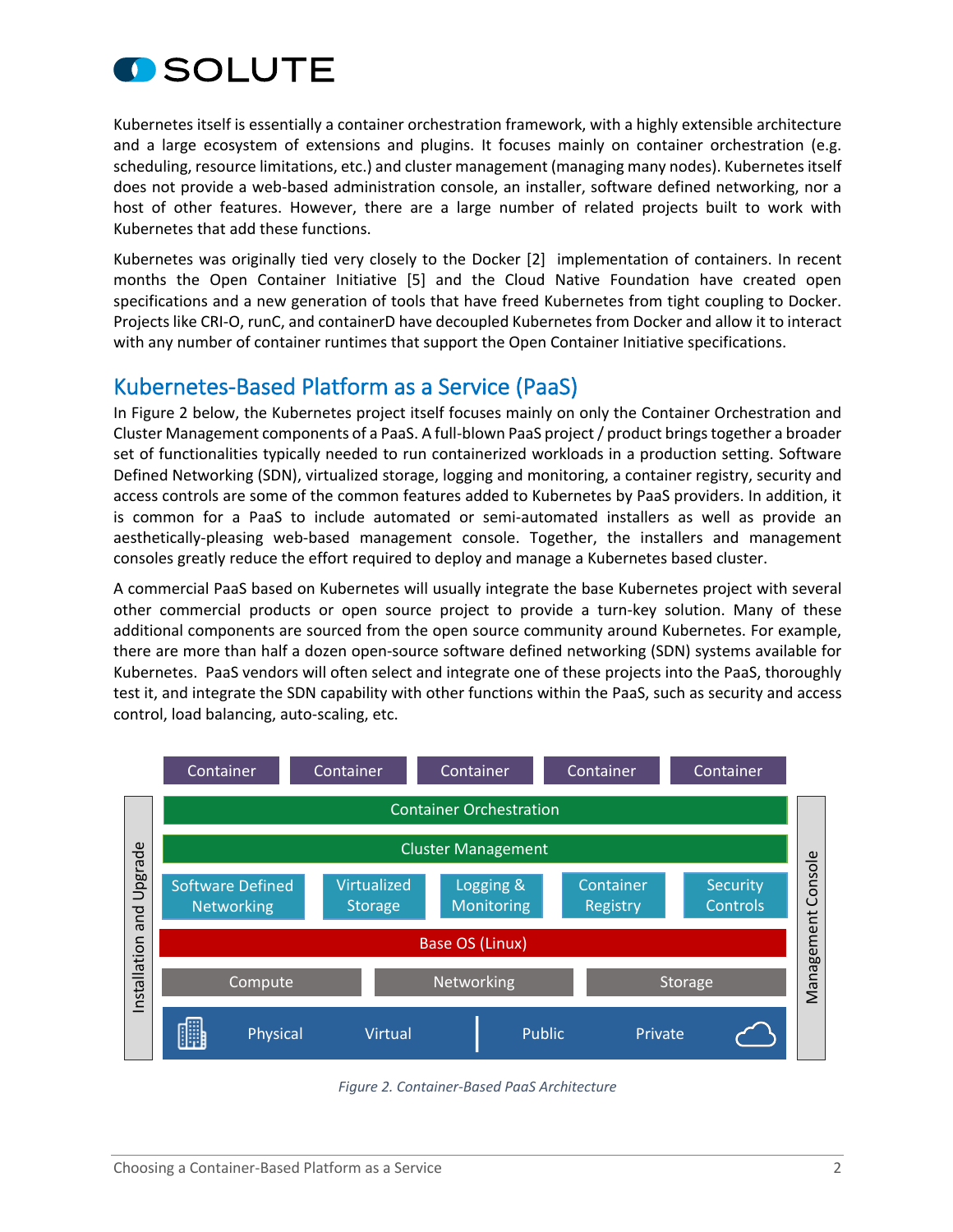Kubernetes itself is essentially a container orchestration framework, with a highly extensible architecture and a large ecosystem of extensions and plugins. It focuses mainly on container orchestration (e.g. scheduling, resource limitations, etc.) and cluster management (managing many nodes). Kubernetes itself does not provide a web-based administration console, an installer, software defined networking, nor a host of other features. However, there are a large number of related projects built to work with Kubernetes that add these functions.

Kubernetes was originally tied very closely to the Docker [2] implementation of containers. In recent months the Open Container Initiative [5] and the Cloud Native Foundation have created open specifications and a new generation of tools that have freed Kubernetes from tight coupling to Docker. Projects like CRI-O, runC, and containerD have decoupled Kubernetes from Docker and allow it to interact with any number of container runtimes that support the Open Container Initiative specifications.

## Kubernetes-Based Platform as a Service (PaaS)

In Figure 2 below, the Kubernetes project itself focuses mainly on only the Container Orchestration and Cluster Management components of a PaaS. A full-blown PaaS project / product brings together a broader set of functionalities typically needed to run containerized workloads in a production setting. Software Defined Networking (SDN), virtualized storage, logging and monitoring, a container registry, security and access controls are some of the common features added to Kubernetes by PaaS providers. In addition, it is common for a PaaS to include automated or semi-automated installers as well as provide an aesthetically-pleasing web-based management console. Together, the installers and management consoles greatly reduce the effort required to deploy and manage a Kubernetes based cluster.

A commercial PaaS based on Kubernetes will usually integrate the base Kubernetes project with several other commercial products or open source project to provide a turn-key solution. Many of these additional components are sourced from the open source community around Kubernetes. For example, there are more than half a dozen open-source software defined networking (SDN) systems available for Kubernetes. PaaS vendors will often select and integrate one of these projects into the PaaS, thoroughly test it, and integrate the SDN capability with other functions within the PaaS, such as security and access control, load balancing, auto-scaling, etc.

*Figure 2. Container-Based PaaS Architecture*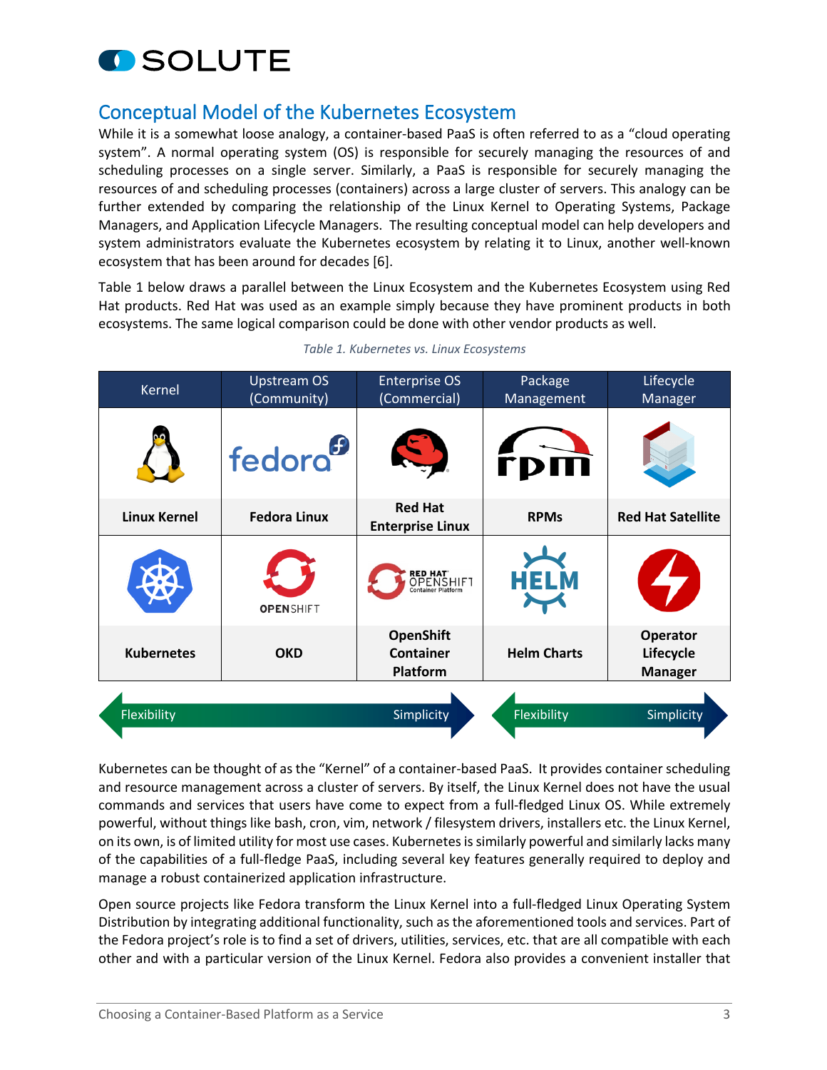## Conceptual Model of the Kubernetes Ecosystem

While it is a somewhat loose analogy, a container-based PaaS is often referred to as a "cloud operating system". A normal operating system (OS) is responsible for securely managing the resources of and scheduling processes on a single server. Similarly, a PaaS is responsible for securely managing the resources of and scheduling processes (containers) across a large cluster of servers. This analogy can be further extended by comparing the relationship of the Linux Kernel to Operating Systems, Package Managers, and Application Lifecycle Managers. The resulting conceptual model can help developers and system administrators evaluate the Kubernetes ecosystem by relating it to Linux, another well-known ecosystem that has been around for decades [6].

Table 1 below draws a parallel between the Linux Ecosystem and the Kubernetes Ecosystem using Red Hat products. Red Hat was used as an example simply because they have prominent products in both ecosystems. The same logical comparison could be done with other vendor products as well.

*Table 1. Kubernetes vs. Linux Ecosystems*

| Kernel | Upstream OS (Community) | Enterprise OS (Commercial) | Package Management | Lifecycle Manager |
|---|---|---|---|---|
| **Linux Kernel** | **Fedora Linux** | **Red Hat Enterprise Linux** | **RPMs** | **Red Hat Satellite** |
| **Kubernetes** | **OKD** | **OpenShift Container Platform** | **Helm Charts** | **Operator Lifecycle Manager** |

Flexibility ⟵⟶ Simplicity (Kernel through Enterprise OS)

Flexibility ⟵⟶ Simplicity (Package Management through Lifecycle Manager)

Kubernetes can be thought of as the "Kernel" of a container-based PaaS. It provides container scheduling and resource management across a cluster of servers. By itself, the Linux Kernel does not have the usual commands and services that users have come to expect from a full-fledged Linux OS. While extremely powerful, without things like bash, cron, vim, network / filesystem drivers, installers etc. the Linux Kernel, on its own, is of limited utility for most use cases. Kubernetes is similarly powerful and similarly lacks many of the capabilities of a full-fledge PaaS, including several key features generally required to deploy and manage a robust containerized application infrastructure.

Open source projects like Fedora transform the Linux Kernel into a full-fledged Linux Operating System Distribution by integrating additional functionality, such as the aforementioned tools and services. Part of the Fedora project's role is to find a set of drivers, utilities, services, etc. that are all compatible with each other and with a particular version of the Linux Kernel. Fedora also provides a convenient installer that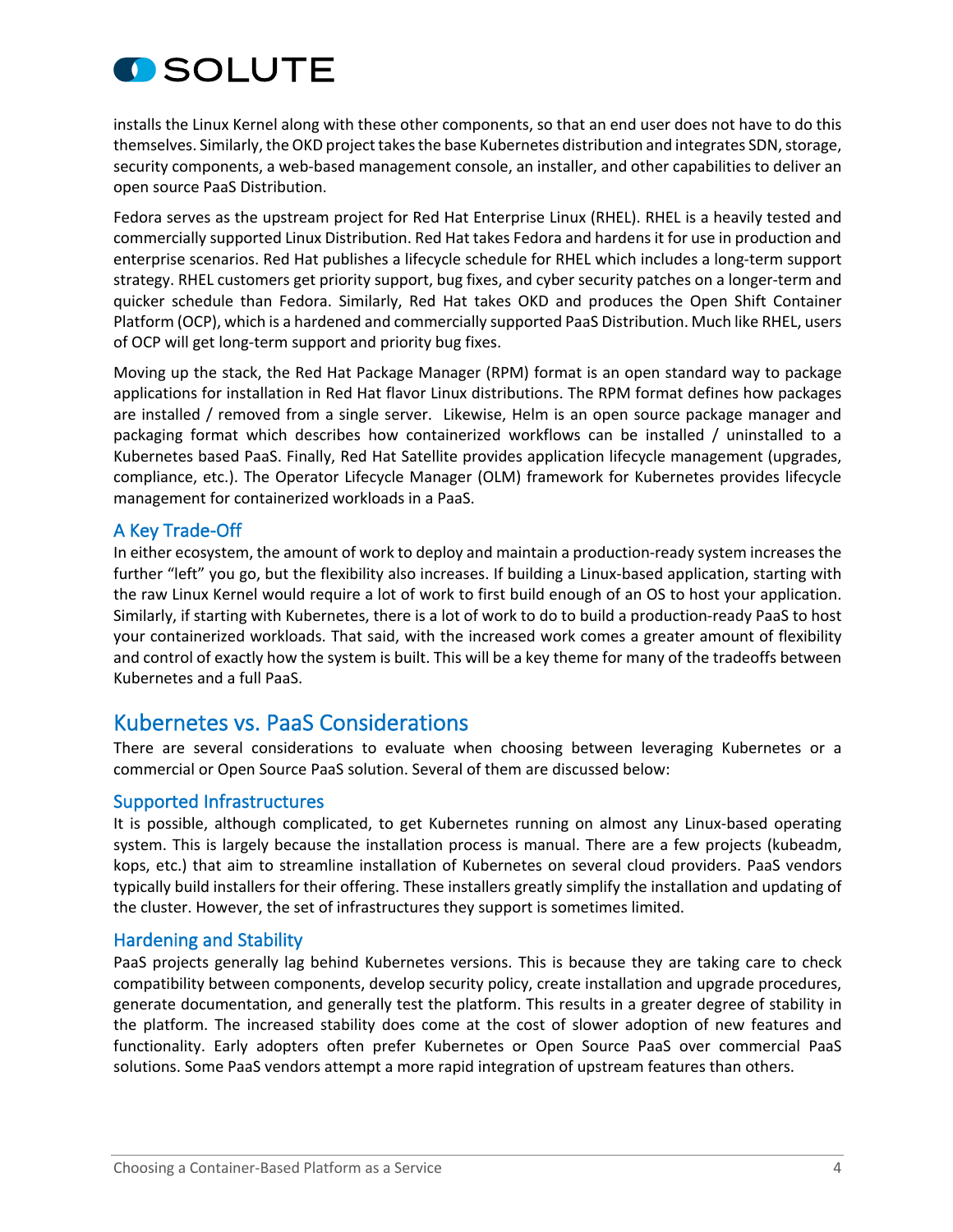installs the Linux Kernel along with these other components, so that an end user does not have to do this themselves. Similarly, the OKD project takes the base Kubernetes distribution and integrates SDN, storage, security components, a web-based management console, an installer, and other capabilities to deliver an open source PaaS Distribution.

Fedora serves as the upstream project for Red Hat Enterprise Linux (RHEL). RHEL is a heavily tested and commercially supported Linux Distribution. Red Hat takes Fedora and hardens it for use in production and enterprise scenarios. Red Hat publishes a lifecycle schedule for RHEL which includes a long-term support strategy. RHEL customers get priority support, bug fixes, and cyber security patches on a longer-term and quicker schedule than Fedora. Similarly, Red Hat takes OKD and produces the Open Shift Container Platform (OCP), which is a hardened and commercially supported PaaS Distribution. Much like RHEL, users of OCP will get long-term support and priority bug fixes.

Moving up the stack, the Red Hat Package Manager (RPM) format is an open standard way to package applications for installation in Red Hat flavor Linux distributions. The RPM format defines how packages are installed / removed from a single server. Likewise, Helm is an open source package manager and packaging format which describes how containerized workflows can be installed / uninstalled to a Kubernetes based PaaS. Finally, Red Hat Satellite provides application lifecycle management (upgrades, compliance, etc.). The Operator Lifecycle Manager (OLM) framework for Kubernetes provides lifecycle management for containerized workloads in a PaaS.

### A Key Trade-Off

In either ecosystem, the amount of work to deploy and maintain a production-ready system increases the further "left" you go, but the flexibility also increases. If building a Linux-based application, starting with the raw Linux Kernel would require a lot of work to first build enough of an OS to host your application. Similarly, if starting with Kubernetes, there is a lot of work to do to build a production-ready PaaS to host your containerized workloads. That said, with the increased work comes a greater amount of flexibility and control of exactly how the system is built. This will be a key theme for many of the tradeoffs between Kubernetes and a full PaaS.

## Kubernetes vs. PaaS Considerations

There are several considerations to evaluate when choosing between leveraging Kubernetes or a commercial or Open Source PaaS solution. Several of them are discussed below:

### Supported Infrastructures

It is possible, although complicated, to get Kubernetes running on almost any Linux-based operating system. This is largely because the installation process is manual. There are a few projects (kubeadm, kops, etc.) that aim to streamline installation of Kubernetes on several cloud providers. PaaS vendors typically build installers for their offering. These installers greatly simplify the installation and updating of the cluster. However, the set of infrastructures they support is sometimes limited.

### Hardening and Stability

PaaS projects generally lag behind Kubernetes versions. This is because they are taking care to check compatibility between components, develop security policy, create installation and upgrade procedures, generate documentation, and generally test the platform. This results in a greater degree of stability in the platform. The increased stability does come at the cost of slower adoption of new features and functionality. Early adopters often prefer Kubernetes or Open Source PaaS over commercial PaaS solutions. Some PaaS vendors attempt a more rapid integration of upstream features than others.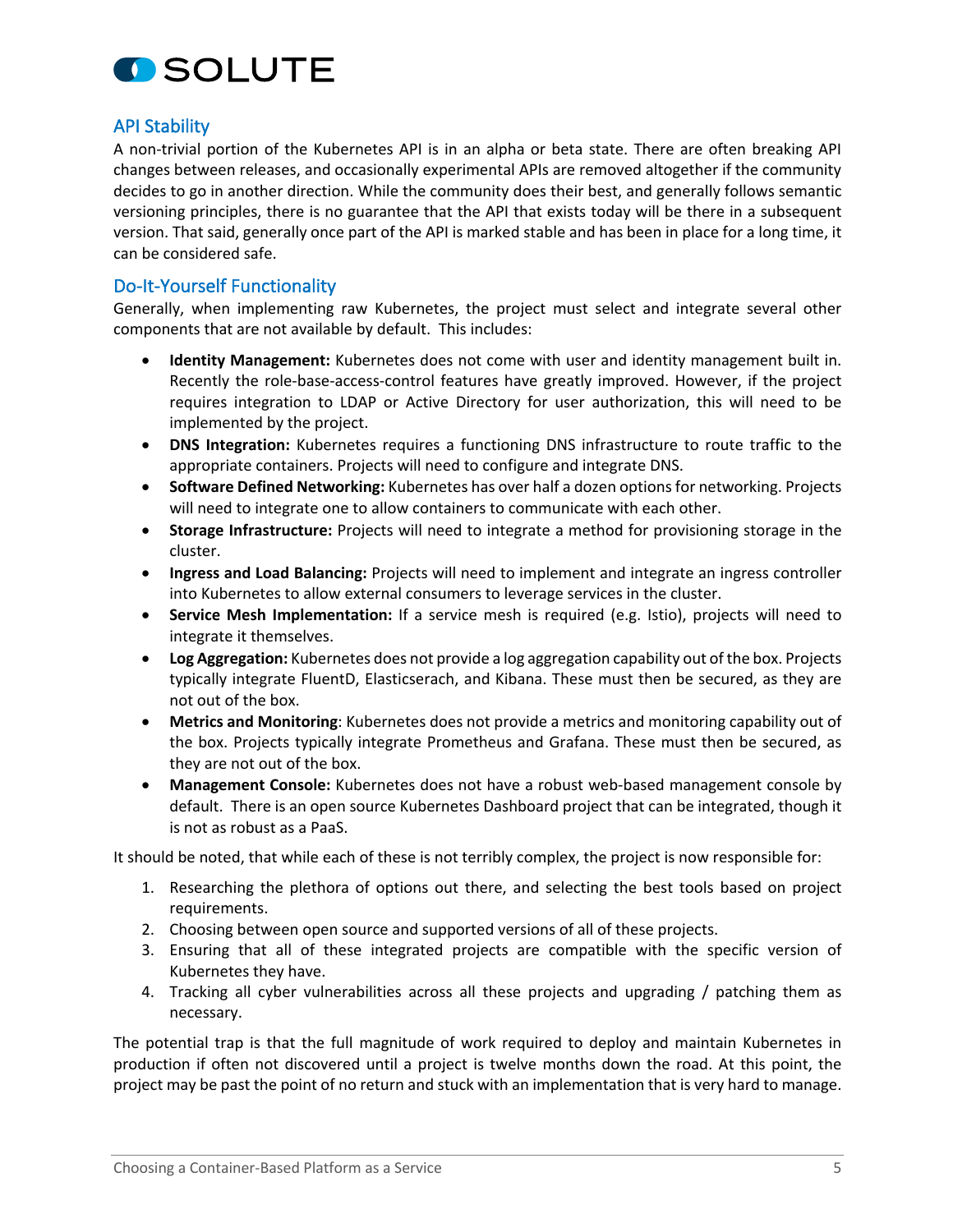## API Stability

A non-trivial portion of the Kubernetes API is in an alpha or beta state. There are often breaking API changes between releases, and occasionally experimental APIs are removed altogether if the community decides to go in another direction. While the community does their best, and generally follows semantic versioning principles, there is no guarantee that the API that exists today will be there in a subsequent version. That said, generally once part of the API is marked stable and has been in place for a long time, it can be considered safe.

## Do-It-Yourself Functionality

Generally, when implementing raw Kubernetes, the project must select and integrate several other components that are not available by default. This includes:

- **Identity Management:** Kubernetes does not come with user and identity management built in. Recently the role-base-access-control features have greatly improved. However, if the project requires integration to LDAP or Active Directory for user authorization, this will need to be implemented by the project.
- **DNS Integration:** Kubernetes requires a functioning DNS infrastructure to route traffic to the appropriate containers. Projects will need to configure and integrate DNS.
- **Software Defined Networking:** Kubernetes has over half a dozen options for networking. Projects will need to integrate one to allow containers to communicate with each other.
- **Storage Infrastructure:** Projects will need to integrate a method for provisioning storage in the cluster.
- **Ingress and Load Balancing:** Projects will need to implement and integrate an ingress controller into Kubernetes to allow external consumers to leverage services in the cluster.
- **Service Mesh Implementation:** If a service mesh is required (e.g. Istio), projects will need to integrate it themselves.
- **Log Aggregation:** Kubernetes does not provide a log aggregation capability out of the box. Projects typically integrate FluentD, Elasticserach, and Kibana. These must then be secured, as they are not out of the box.
- **Metrics and Monitoring**: Kubernetes does not provide a metrics and monitoring capability out of the box. Projects typically integrate Prometheus and Grafana. These must then be secured, as they are not out of the box.
- **Management Console:** Kubernetes does not have a robust web-based management console by default. There is an open source Kubernetes Dashboard project that can be integrated, though it is not as robust as a PaaS.

It should be noted, that while each of these is not terribly complex, the project is now responsible for:

1. Researching the plethora of options out there, and selecting the best tools based on project requirements.
2. Choosing between open source and supported versions of all of these projects.
3. Ensuring that all of these integrated projects are compatible with the specific version of Kubernetes they have.
4. Tracking all cyber vulnerabilities across all these projects and upgrading / patching them as necessary.

The potential trap is that the full magnitude of work required to deploy and maintain Kubernetes in production if often not discovered until a project is twelve months down the road. At this point, the project may be past the point of no return and stuck with an implementation that is very hard to manage.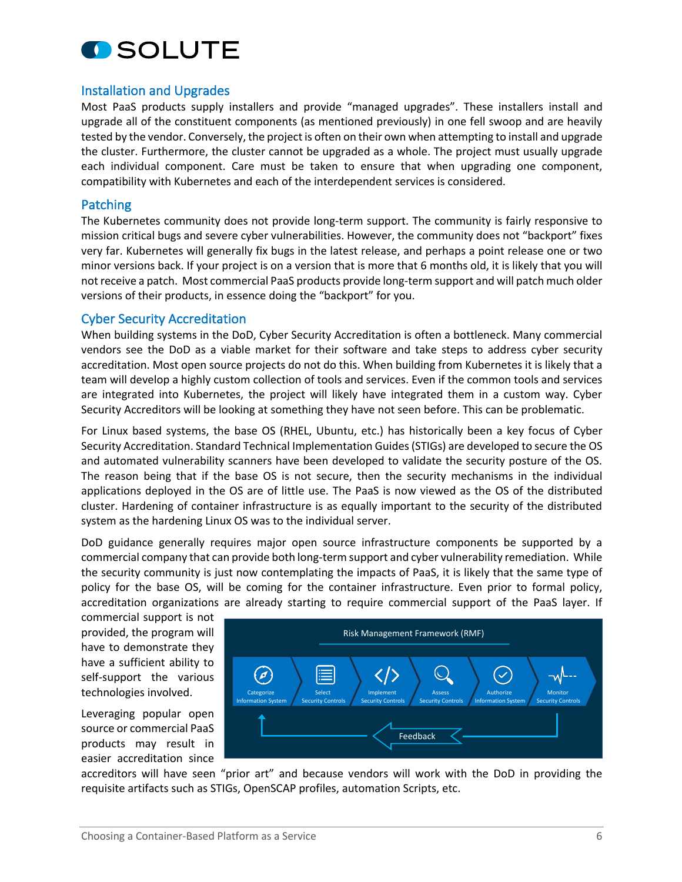## Installation and Upgrades

Most PaaS products supply installers and provide “managed upgrades”. These installers install and upgrade all of the constituent components (as mentioned previously) in one fell swoop and are heavily tested by the vendor. Conversely, the project is often on their own when attempting to install and upgrade the cluster. Furthermore, the cluster cannot be upgraded as a whole. The project must usually upgrade each individual component. Care must be taken to ensure that when upgrading one component, compatibility with Kubernetes and each of the interdependent services is considered.

## Patching

The Kubernetes community does not provide long-term support. The community is fairly responsive to mission critical bugs and severe cyber vulnerabilities. However, the community does not “backport” fixes very far. Kubernetes will generally fix bugs in the latest release, and perhaps a point release one or two minor versions back. If your project is on a version that is more that 6 months old, it is likely that you will not receive a patch. Most commercial PaaS products provide long-term support and will patch much older versions of their products, in essence doing the “backport” for you.

## Cyber Security Accreditation

When building systems in the DoD, Cyber Security Accreditation is often a bottleneck. Many commercial vendors see the DoD as a viable market for their software and take steps to address cyber security accreditation. Most open source projects do not do this. When building from Kubernetes it is likely that a team will develop a highly custom collection of tools and services. Even if the common tools and services are integrated into Kubernetes, the project will likely have integrated them in a custom way. Cyber Security Accreditors will be looking at something they have not seen before. This can be problematic.

For Linux based systems, the base OS (RHEL, Ubuntu, etc.) has historically been a key focus of Cyber Security Accreditation. Standard Technical Implementation Guides (STIGs) are developed to secure the OS and automated vulnerability scanners have been developed to validate the security posture of the OS. The reason being that if the base OS is not secure, then the security mechanisms in the individual applications deployed in the OS are of little use. The PaaS is now viewed as the OS of the distributed cluster. Hardening of container infrastructure is as equally important to the security of the distributed system as the hardening Linux OS was to the individual server.

DoD guidance generally requires major open source infrastructure components be supported by a commercial company that can provide both long-term support and cyber vulnerability remediation. While the security community is just now contemplating the impacts of PaaS, it is likely that the same type of policy for the base OS, will be coming for the container infrastructure. Even prior to formal policy, accreditation organizations are already starting to require commercial support of the PaaS layer. If commercial support is not provided, the program will have to demonstrate they have a sufficient ability to self-support the various technologies involved.

Risk Management Framework (RMF): Categorize Information System → Select Security Controls → Implement Security Controls → Assess Security Controls → Authorize Information System → Monitor Security Controls → Feedback

Leveraging popular open source or commercial PaaS products may result in easier accreditation since accreditors will have seen “prior art” and because vendors will work with the DoD in providing the requisite artifacts such as STIGs, OpenSCAP profiles, automation Scripts, etc.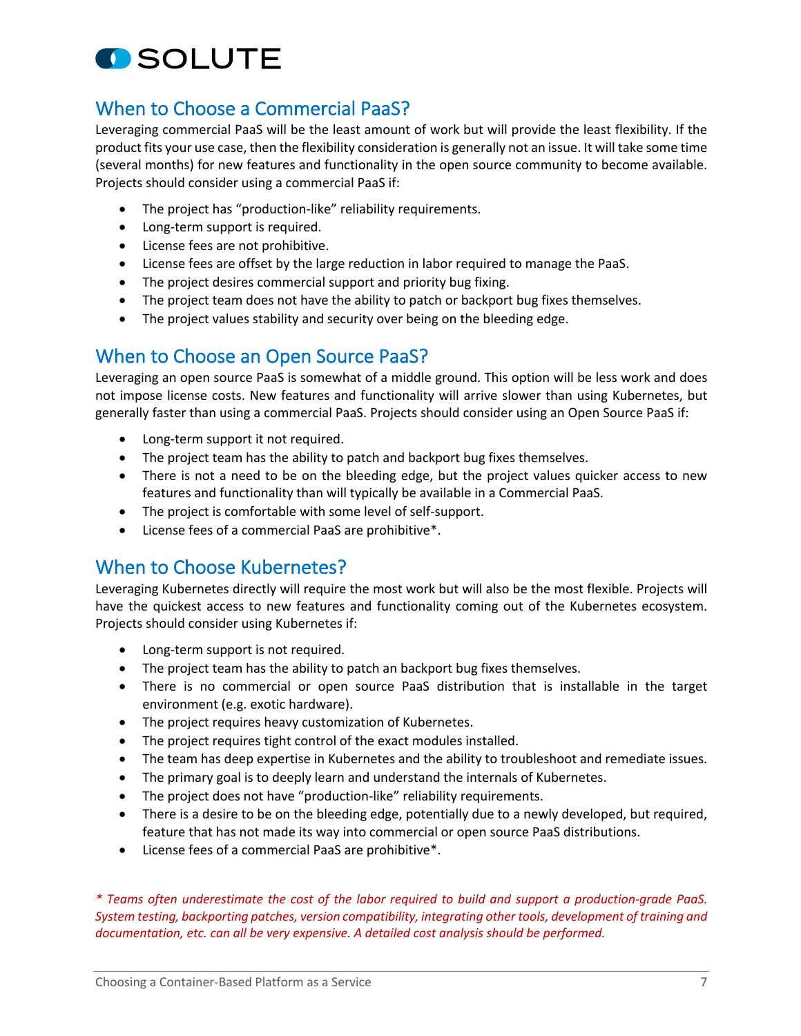## When to Choose a Commercial PaaS?

Leveraging commercial PaaS will be the least amount of work but will provide the least flexibility. If the product fits your use case, then the flexibility consideration is generally not an issue. It will take some time (several months) for new features and functionality in the open source community to become available. Projects should consider using a commercial PaaS if:

- The project has "production-like" reliability requirements.
- Long-term support is required.
- License fees are not prohibitive.
- License fees are offset by the large reduction in labor required to manage the PaaS.
- The project desires commercial support and priority bug fixing.
- The project team does not have the ability to patch or backport bug fixes themselves.
- The project values stability and security over being on the bleeding edge.

## When to Choose an Open Source PaaS?

Leveraging an open source PaaS is somewhat of a middle ground. This option will be less work and does not impose license costs. New features and functionality will arrive slower than using Kubernetes, but generally faster than using a commercial PaaS. Projects should consider using an Open Source PaaS if:

- Long-term support it not required.
- The project team has the ability to patch and backport bug fixes themselves.
- There is not a need to be on the bleeding edge, but the project values quicker access to new features and functionality than will typically be available in a Commercial PaaS.
- The project is comfortable with some level of self-support.
- License fees of a commercial PaaS are prohibitive*.

## When to Choose Kubernetes?

Leveraging Kubernetes directly will require the most work but will also be the most flexible. Projects will have the quickest access to new features and functionality coming out of the Kubernetes ecosystem. Projects should consider using Kubernetes if:

- Long-term support is not required.
- The project team has the ability to patch an backport bug fixes themselves.
- There is no commercial or open source PaaS distribution that is installable in the target environment (e.g. exotic hardware).
- The project requires heavy customization of Kubernetes.
- The project requires tight control of the exact modules installed.
- The team has deep expertise in Kubernetes and the ability to troubleshoot and remediate issues.
- The primary goal is to deeply learn and understand the internals of Kubernetes.
- The project does not have "production-like" reliability requirements.
- There is a desire to be on the bleeding edge, potentially due to a newly developed, but required, feature that has not made its way into commercial or open source PaaS distributions.
- License fees of a commercial PaaS are prohibitive*.

*\* Teams often underestimate the cost of the labor required to build and support a production-grade PaaS. System testing, backporting patches, version compatibility, integrating other tools, development of training and documentation, etc. can all be very expensive. A detailed cost analysis should be performed.*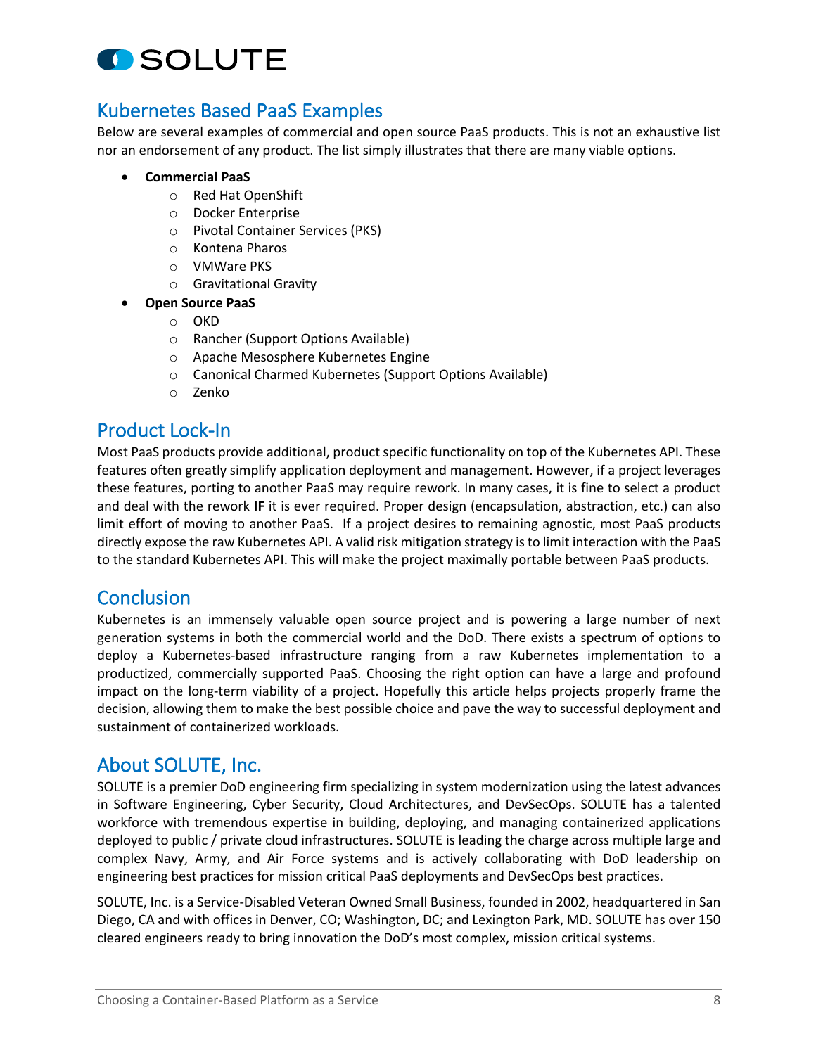## Kubernetes Based PaaS Examples

Below are several examples of commercial and open source PaaS products. This is not an exhaustive list nor an endorsement of any product. The list simply illustrates that there are many viable options.

- **Commercial PaaS**
  - Red Hat OpenShift
  - Docker Enterprise
  - Pivotal Container Services (PKS)
  - Kontena Pharos
  - VMWare PKS
  - Gravitational Gravity
- **Open Source PaaS**
  - OKD
  - Rancher (Support Options Available)
  - Apache Mesosphere Kubernetes Engine
  - Canonical Charmed Kubernetes (Support Options Available)
  - Zenko

## Product Lock-In

Most PaaS products provide additional, product specific functionality on top of the Kubernetes API. These features often greatly simplify application deployment and management. However, if a project leverages these features, porting to another PaaS may require rework. In many cases, it is fine to select a product and deal with the rework <u>**IF**</u> it is ever required. Proper design (encapsulation, abstraction, etc.) can also limit effort of moving to another PaaS. If a project desires to remaining agnostic, most PaaS products directly expose the raw Kubernetes API. A valid risk mitigation strategy is to limit interaction with the PaaS to the standard Kubernetes API. This will make the project maximally portable between PaaS products.

## Conclusion

Kubernetes is an immensely valuable open source project and is powering a large number of next generation systems in both the commercial world and the DoD. There exists a spectrum of options to deploy a Kubernetes-based infrastructure ranging from a raw Kubernetes implementation to a productized, commercially supported PaaS. Choosing the right option can have a large and profound impact on the long-term viability of a project. Hopefully this article helps projects properly frame the decision, allowing them to make the best possible choice and pave the way to successful deployment and sustainment of containerized workloads.

## About SOLUTE, Inc.

SOLUTE is a premier DoD engineering firm specializing in system modernization using the latest advances in Software Engineering, Cyber Security, Cloud Architectures, and DevSecOps. SOLUTE has a talented workforce with tremendous expertise in building, deploying, and managing containerized applications deployed to public / private cloud infrastructures. SOLUTE is leading the charge across multiple large and complex Navy, Army, and Air Force systems and is actively collaborating with DoD leadership on engineering best practices for mission critical PaaS deployments and DevSecOps best practices.

SOLUTE, Inc. is a Service-Disabled Veteran Owned Small Business, founded in 2002, headquartered in San Diego, CA and with offices in Denver, CO; Washington, DC; and Lexington Park, MD. SOLUTE has over 150 cleared engineers ready to bring innovation the DoD's most complex, mission critical systems.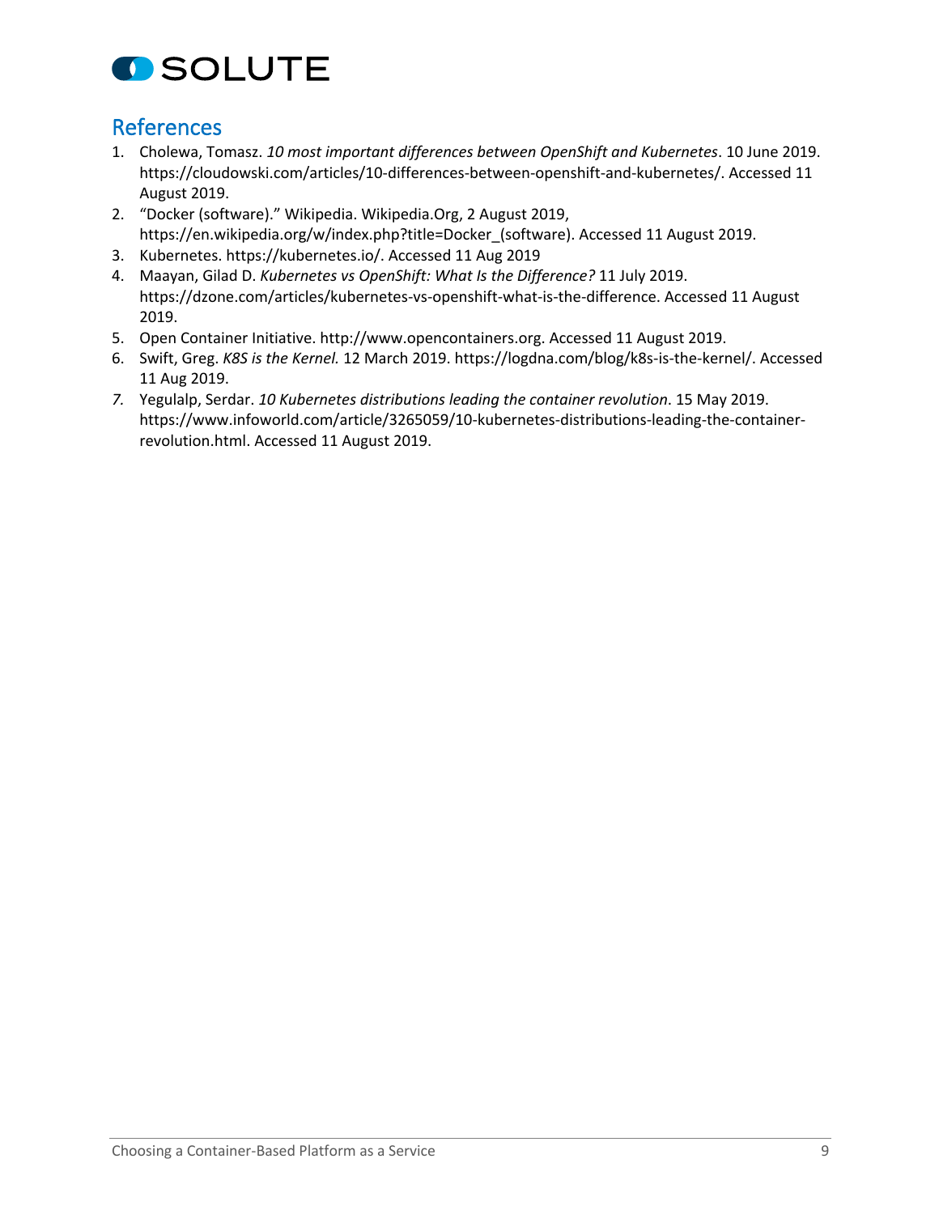## References

1. Cholewa, Tomasz. *10 most important differences between OpenShift and Kubernetes*. 10 June 2019. https://cloudowski.com/articles/10-differences-between-openshift-and-kubernetes/. Accessed 11 August 2019.
2. “Docker (software).” Wikipedia. Wikipedia.Org, 2 August 2019, https://en.wikipedia.org/w/index.php?title=Docker_(software). Accessed 11 August 2019.
3. Kubernetes. https://kubernetes.io/. Accessed 11 Aug 2019
4. Maayan, Gilad D. *Kubernetes vs OpenShift: What Is the Difference?* 11 July 2019. https://dzone.com/articles/kubernetes-vs-openshift-what-is-the-difference. Accessed 11 August 2019.
5. Open Container Initiative. http://www.opencontainers.org. Accessed 11 August 2019.
6. Swift, Greg. *K8S is the Kernel.* 12 March 2019. https://logdna.com/blog/k8s-is-the-kernel/. Accessed 11 Aug 2019.
7. Yegulalp, Serdar. *10 Kubernetes distributions leading the container revolution*. 15 May 2019. https://www.infoworld.com/article/3265059/10-kubernetes-distributions-leading-the-container-revolution.html. Accessed 11 August 2019.